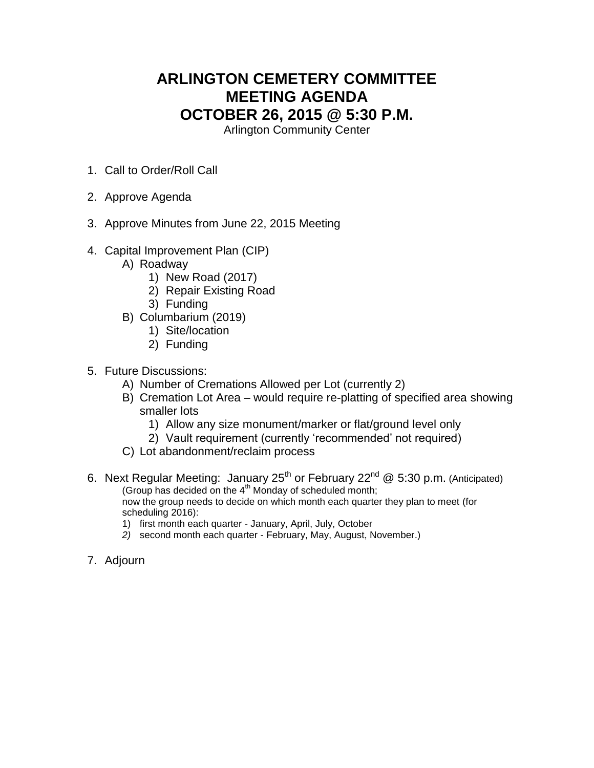# ARLINGTON CEMETERY COMMITTEE
# MEETING AGENDA
# OCTOBER 26, 2015 @ 5:30 P.M.

Arlington Community Center

1. Call to Order/Roll Call

2. Approve Agenda

3. Approve Minutes from June 22, 2015 Meeting

4. Capital Improvement Plan (CIP)
   - A) Roadway
     - 1) New Road (2017)
     - 2) Repair Existing Road
     - 3) Funding
   - B) Columbarium (2019)
     - 1) Site/location
     - 2) Funding

5. Future Discussions:
   - A) Number of Cremations Allowed per Lot (currently 2)
   - B) Cremation Lot Area – would require re-platting of specified area showing smaller lots
     - 1) Allow any size monument/marker or flat/ground level only
     - 2) Vault requirement (currently 'recommended' not required)
   - C) Lot abandonment/reclaim process

6. Next Regular Meeting: January 25th or February 22nd @ 5:30 p.m. (Anticipated)
   (Group has decided on the 4th Monday of scheduled month;
   now the group needs to decide on which month each quarter they plan to meet (for scheduling 2016):
   - 1) first month each quarter - January, April, July, October
   - *2)* second month each quarter - February, May, August, November.)

7. Adjourn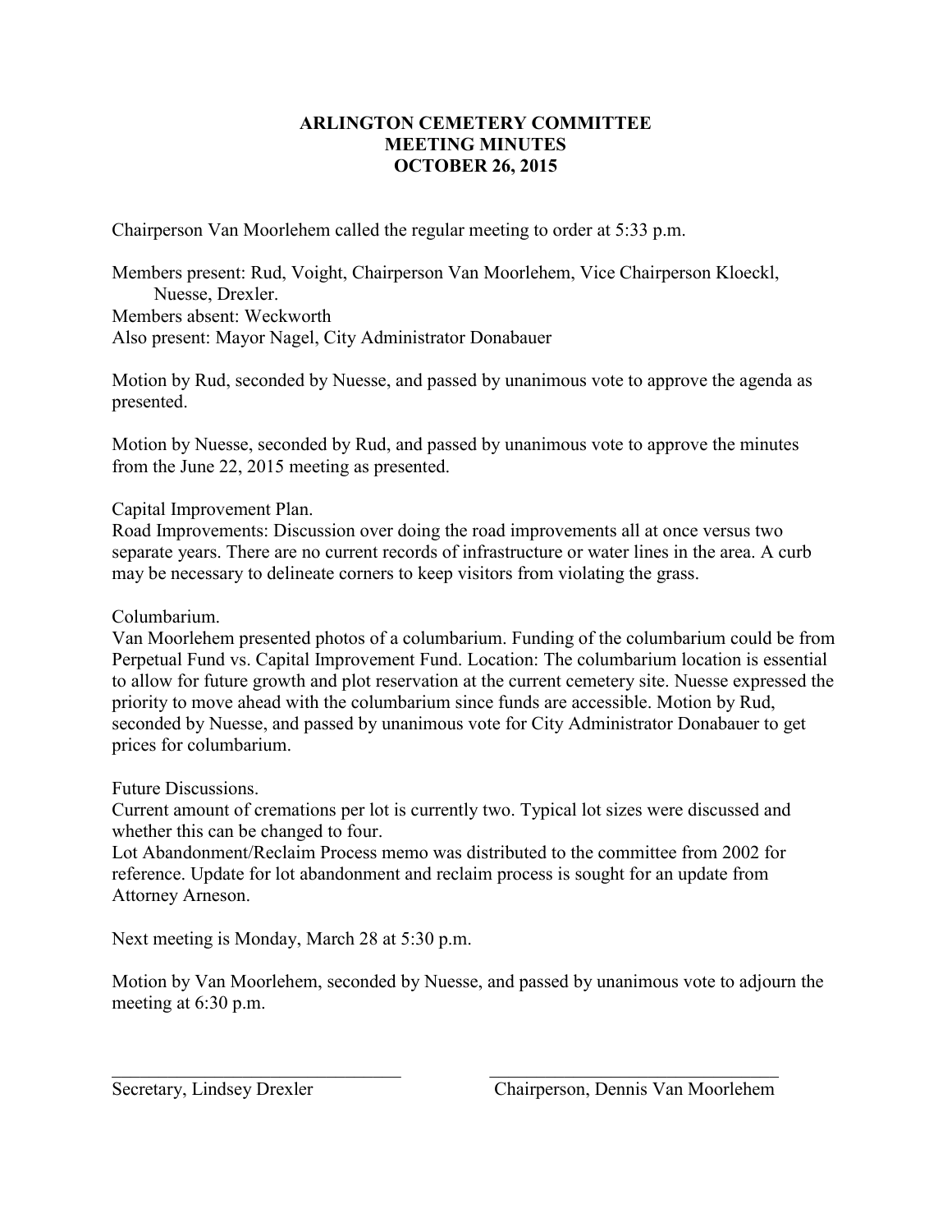# ARLINGTON CEMETERY COMMITTEE
# MEETING MINUTES
# OCTOBER 26, 2015

Chairperson Van Moorlehem called the regular meeting to order at 5:33 p.m.

Members present: Rud, Voight, Chairperson Van Moorlehem, Vice Chairperson Kloeckl, Nuesse, Drexler.
Members absent: Weckworth
Also present: Mayor Nagel, City Administrator Donabauer

Motion by Rud, seconded by Nuesse, and passed by unanimous vote to approve the agenda as presented.

Motion by Nuesse, seconded by Rud, and passed by unanimous vote to approve the minutes from the June 22, 2015 meeting as presented.

Capital Improvement Plan.
Road Improvements: Discussion over doing the road improvements all at once versus two separate years. There are no current records of infrastructure or water lines in the area. A curb may be necessary to delineate corners to keep visitors from violating the grass.

Columbarium.
Van Moorlehem presented photos of a columbarium. Funding of the columbarium could be from Perpetual Fund vs. Capital Improvement Fund. Location: The columbarium location is essential to allow for future growth and plot reservation at the current cemetery site. Nuesse expressed the priority to move ahead with the columbarium since funds are accessible. Motion by Rud, seconded by Nuesse, and passed by unanimous vote for City Administrator Donabauer to get prices for columbarium.

Future Discussions.
Current amount of cremations per lot is currently two. Typical lot sizes were discussed and whether this can be changed to four.
Lot Abandonment/Reclaim Process memo was distributed to the committee from 2002 for reference. Update for lot abandonment and reclaim process is sought for an update from Attorney Arneson.

Next meeting is Monday, March 28 at 5:30 p.m.

Motion by Van Moorlehem, seconded by Nuesse, and passed by unanimous vote to adjourn the meeting at 6:30 p.m.

\_\_\_\_\_\_\_\_\_\_\_\_\_\_\_\_\_\_\_\_\_\_\_\_\_\_\_\_\_\_
Secretary, Lindsey Drexler

\_\_\_\_\_\_\_\_\_\_\_\_\_\_\_\_\_\_\_\_\_\_\_\_\_\_\_\_\_\_
Chairperson, Dennis Van Moorlehem